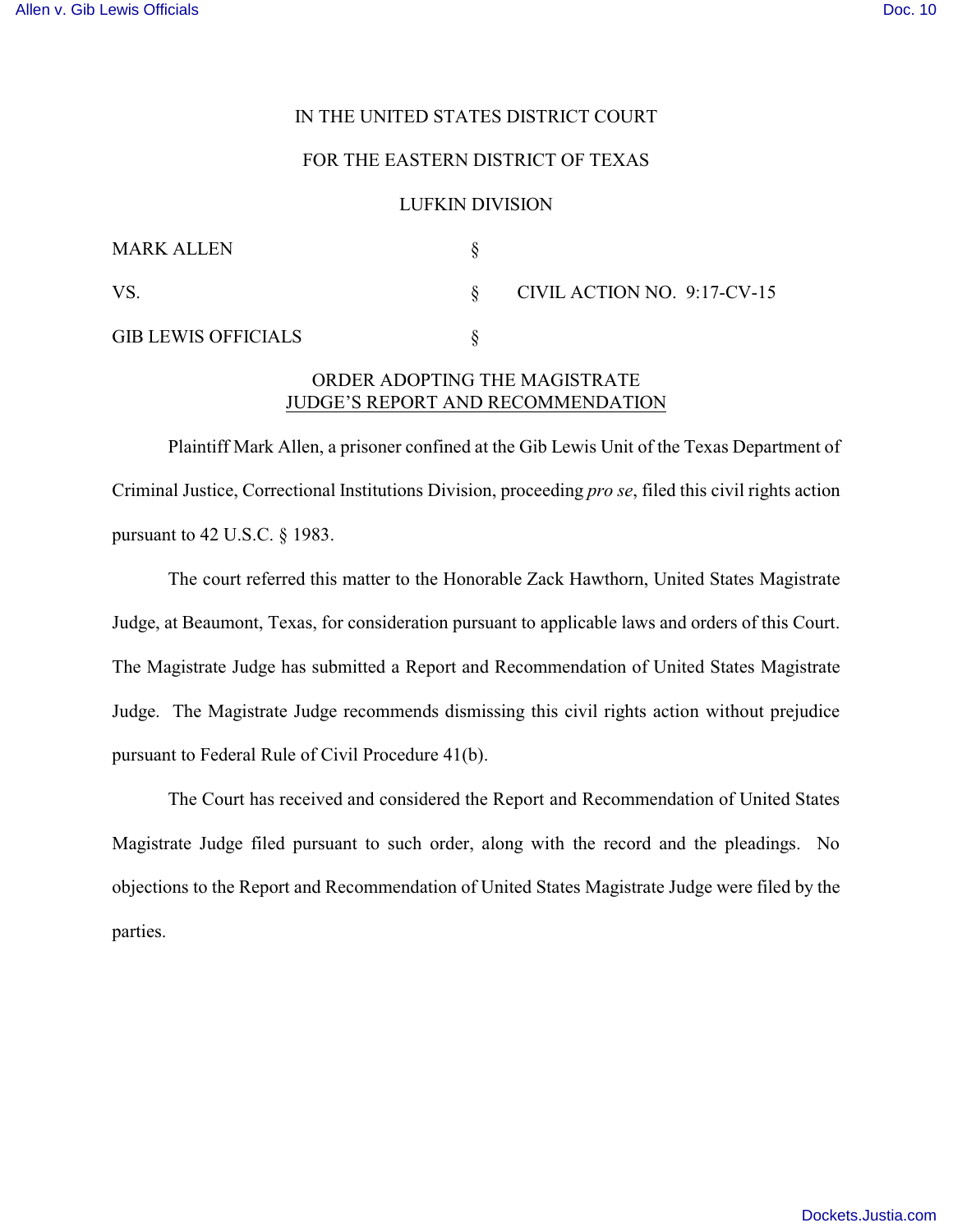IN THE UNITED STATES DISTRICT COURT

FOR THE EASTERN DISTRICT OF TEXAS

LUFKIN DIVISION

| | | |
|---|---|---|
| MARK ALLEN | § | |
| VS. | § | CIVIL ACTION NO. 9:17-CV-15 |
| GIB LEWIS OFFICIALS | § | |

ORDER ADOPTING THE MAGISTRATE JUDGE'S REPORT AND RECOMMENDATION

Plaintiff Mark Allen, a prisoner confined at the Gib Lewis Unit of the Texas Department of Criminal Justice, Correctional Institutions Division, proceeding *pro se*, filed this civil rights action pursuant to 42 U.S.C. § 1983.

The court referred this matter to the Honorable Zack Hawthorn, United States Magistrate Judge, at Beaumont, Texas, for consideration pursuant to applicable laws and orders of this Court. The Magistrate Judge has submitted a Report and Recommendation of United States Magistrate Judge. The Magistrate Judge recommends dismissing this civil rights action without prejudice pursuant to Federal Rule of Civil Procedure 41(b).

The Court has received and considered the Report and Recommendation of United States Magistrate Judge filed pursuant to such order, along with the record and the pleadings. No objections to the Report and Recommendation of United States Magistrate Judge were filed by the parties.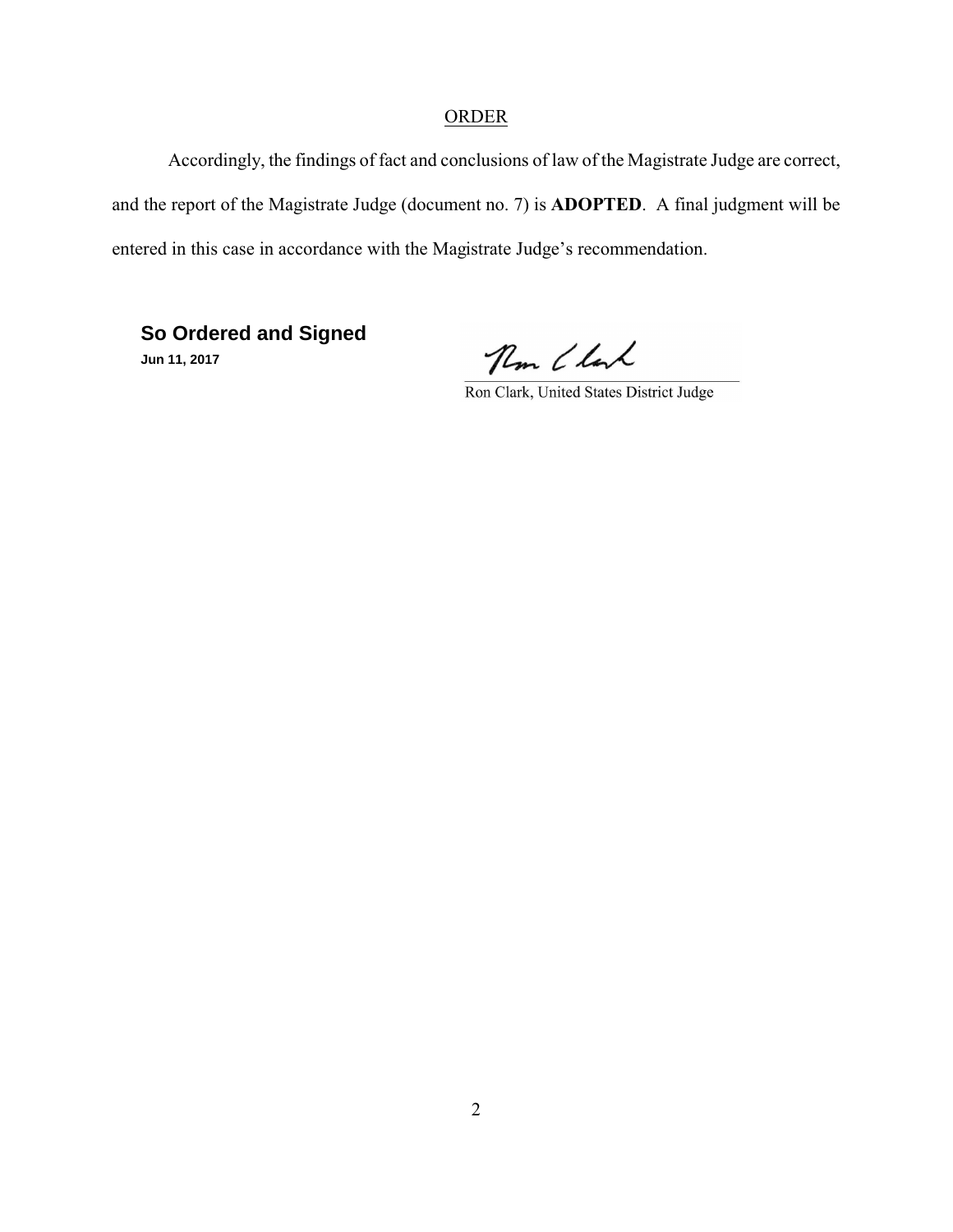## ORDER

Accordingly, the findings of fact and conclusions of law of the Magistrate Judge are correct, and the report of the Magistrate Judge (document no. 7) is **ADOPTED**. A final judgment will be entered in this case in accordance with the Magistrate Judge's recommendation.

**So Ordered and Signed**

**Jun 11, 2017**

Ron Clark, United States District Judge